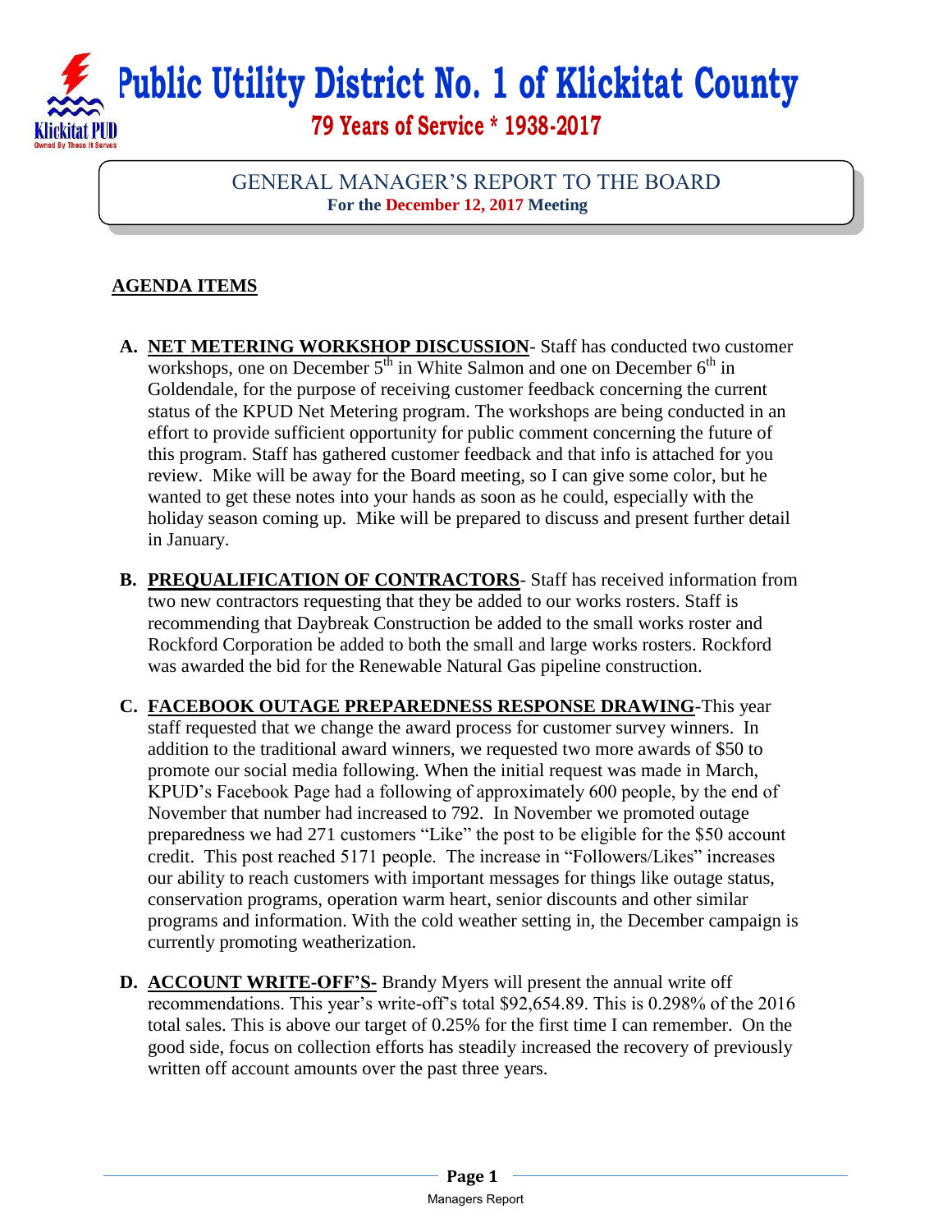# Public Utility District No. 1 of Klickitat County

**79 Years of Service * 1938-2017**

GENERAL MANAGER'S REPORT TO THE BOARD
**For the December 12, 2017 Meeting**

## AGENDA ITEMS

**A. NET METERING WORKSHOP DISCUSSION**- Staff has conducted two customer workshops, one on December 5th in White Salmon and one on December 6th in Goldendale, for the purpose of receiving customer feedback concerning the current status of the KPUD Net Metering program. The workshops are being conducted in an effort to provide sufficient opportunity for public comment concerning the future of this program. Staff has gathered customer feedback and that info is attached for you review. Mike will be away for the Board meeting, so I can give some color, but he wanted to get these notes into your hands as soon as he could, especially with the holiday season coming up. Mike will be prepared to discuss and present further detail in January.

**B. PREQUALIFICATION OF CONTRACTORS**- Staff has received information from two new contractors requesting that they be added to our works rosters. Staff is recommending that Daybreak Construction be added to the small works roster and Rockford Corporation be added to both the small and large works rosters. Rockford was awarded the bid for the Renewable Natural Gas pipeline construction.

**C. FACEBOOK OUTAGE PREPAREDNESS RESPONSE DRAWING**-This year staff requested that we change the award process for customer survey winners. In addition to the traditional award winners, we requested two more awards of $50 to promote our social media following. When the initial request was made in March, KPUD's Facebook Page had a following of approximately 600 people, by the end of November that number had increased to 792. In November we promoted outage preparedness we had 271 customers "Like" the post to be eligible for the $50 account credit. This post reached 5171 people. The increase in "Followers/Likes" increases our ability to reach customers with important messages for things like outage status, conservation programs, operation warm heart, senior discounts and other similar programs and information. With the cold weather setting in, the December campaign is currently promoting weatherization.

**D. ACCOUNT WRITE-OFF'S-** Brandy Myers will present the annual write off recommendations. This year's write-off's total $92,654.89. This is 0.298% of the 2016 total sales. This is above our target of 0.25% for the first time I can remember. On the good side, focus on collection efforts has steadily increased the recovery of previously written off account amounts over the past three years.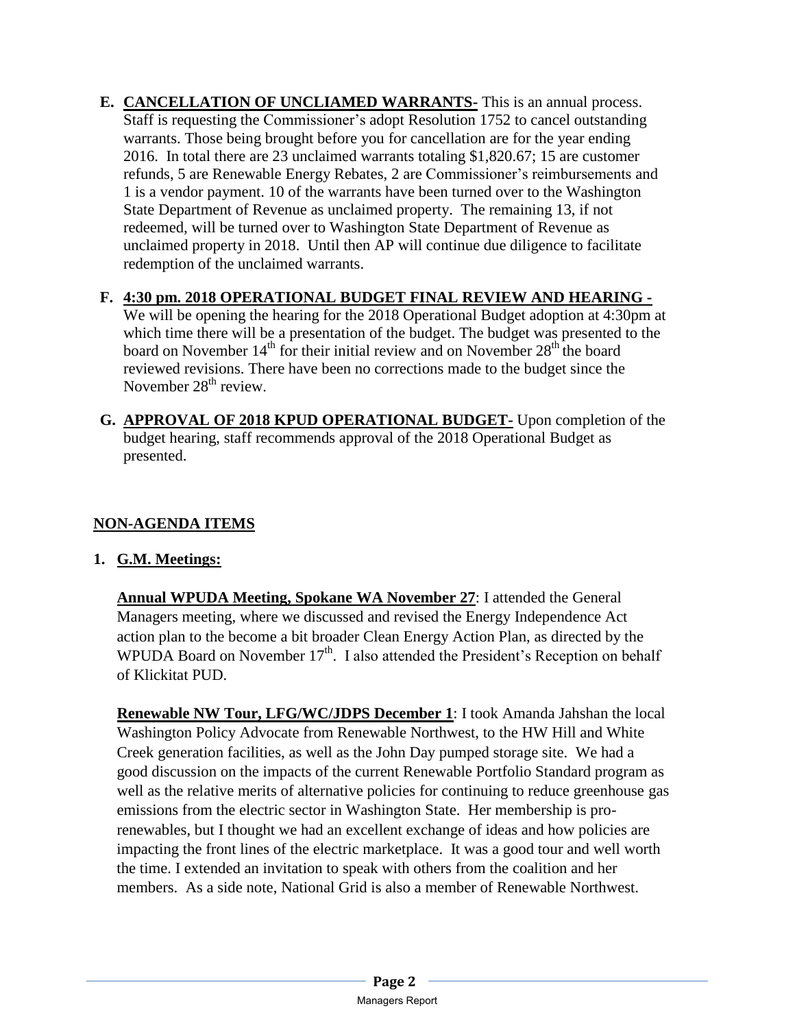**E. <u>CANCELLATION OF UNCLIAMED WARRANTS-</u>** This is an annual process. Staff is requesting the Commissioner's adopt Resolution 1752 to cancel outstanding warrants. Those being brought before you for cancellation are for the year ending 2016. In total there are 23 unclaimed warrants totaling $1,820.67; 15 are customer refunds, 5 are Renewable Energy Rebates, 2 are Commissioner's reimbursements and 1 is a vendor payment. 10 of the warrants have been turned over to the Washington State Department of Revenue as unclaimed property. The remaining 13, if not redeemed, will be turned over to Washington State Department of Revenue as unclaimed property in 2018. Until then AP will continue due diligence to facilitate redemption of the unclaimed warrants.

**F. <u>4:30 pm. 2018 OPERATIONAL BUDGET FINAL REVIEW AND HEARING -</u>** We will be opening the hearing for the 2018 Operational Budget adoption at 4:30pm at which time there will be a presentation of the budget. The budget was presented to the board on November 14th for their initial review and on November 28th the board reviewed revisions. There have been no corrections made to the budget since the November 28th review.

**G. <u>APPROVAL OF 2018 KPUD OPERATIONAL BUDGET-</u>** Upon completion of the budget hearing, staff recommends approval of the 2018 Operational Budget as presented.

## <u>NON-AGENDA ITEMS</u>

**1. <u>G.M. Meetings:</u>**

**<u>Annual WPUDA Meeting, Spokane WA November 27</u>**: I attended the General Managers meeting, where we discussed and revised the Energy Independence Act action plan to the become a bit broader Clean Energy Action Plan, as directed by the WPUDA Board on November 17th. I also attended the President's Reception on behalf of Klickitat PUD.

**<u>Renewable NW Tour, LFG/WC/JDPS December 1</u>**: I took Amanda Jahshan the local Washington Policy Advocate from Renewable Northwest, to the HW Hill and White Creek generation facilities, as well as the John Day pumped storage site. We had a good discussion on the impacts of the current Renewable Portfolio Standard program as well as the relative merits of alternative policies for continuing to reduce greenhouse gas emissions from the electric sector in Washington State. Her membership is pro-renewables, but I thought we had an excellent exchange of ideas and how policies are impacting the front lines of the electric marketplace. It was a good tour and well worth the time. I extended an invitation to speak with others from the coalition and her members. As a side note, National Grid is also a member of Renewable Northwest.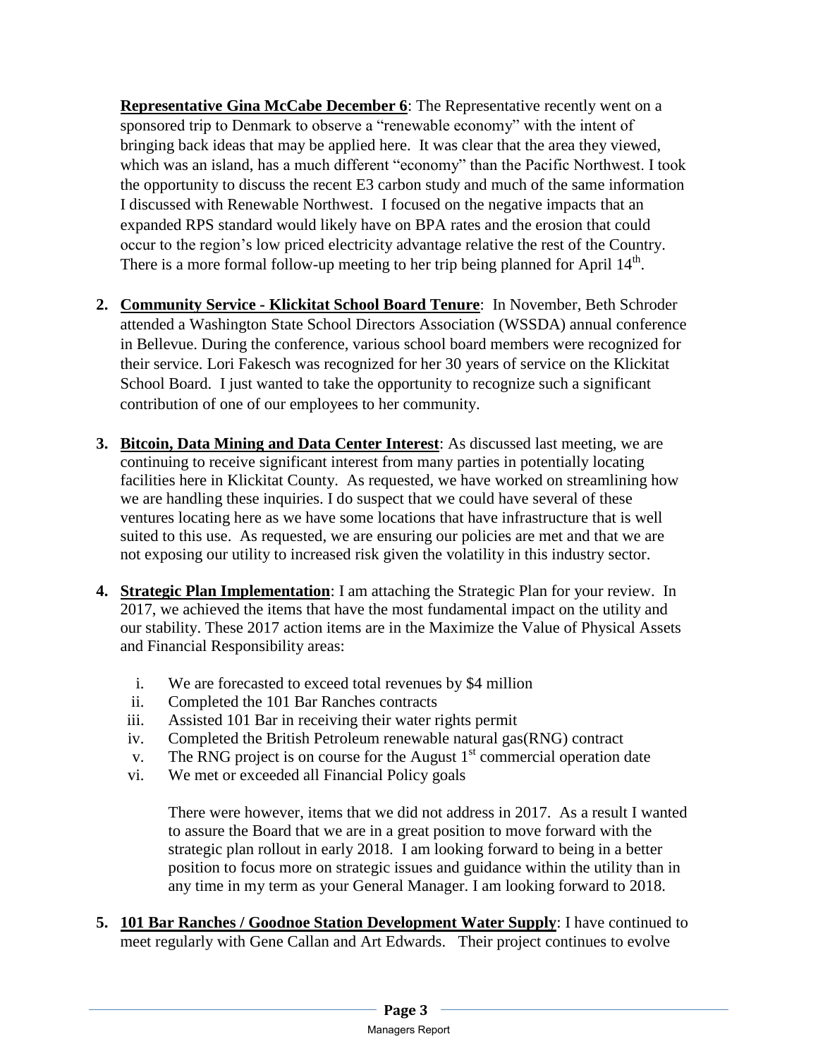**Representative Gina McCabe December 6**: The Representative recently went on a sponsored trip to Denmark to observe a "renewable economy" with the intent of bringing back ideas that may be applied here. It was clear that the area they viewed, which was an island, has a much different "economy" than the Pacific Northwest. I took the opportunity to discuss the recent E3 carbon study and much of the same information I discussed with Renewable Northwest. I focused on the negative impacts that an expanded RPS standard would likely have on BPA rates and the erosion that could occur to the region's low priced electricity advantage relative the rest of the Country. There is a more formal follow-up meeting to her trip being planned for April 14th.

2. **Community Service - Klickitat School Board Tenure**: In November, Beth Schroder attended a Washington State School Directors Association (WSSDA) annual conference in Bellevue. During the conference, various school board members were recognized for their service. Lori Fakesch was recognized for her 30 years of service on the Klickitat School Board. I just wanted to take the opportunity to recognize such a significant contribution of one of our employees to her community.

3. **Bitcoin, Data Mining and Data Center Interest**: As discussed last meeting, we are continuing to receive significant interest from many parties in potentially locating facilities here in Klickitat County. As requested, we have worked on streamlining how we are handling these inquiries. I do suspect that we could have several of these ventures locating here as we have some locations that have infrastructure that is well suited to this use. As requested, we are ensuring our policies are met and that we are not exposing our utility to increased risk given the volatility in this industry sector.

4. **Strategic Plan Implementation**: I am attaching the Strategic Plan for your review. In 2017, we achieved the items that have the most fundamental impact on the utility and our stability. These 2017 action items are in the Maximize the Value of Physical Assets and Financial Responsibility areas:

   i. We are forecasted to exceed total revenues by $4 million
   ii. Completed the 101 Bar Ranches contracts
   iii. Assisted 101 Bar in receiving their water rights permit
   iv. Completed the British Petroleum renewable natural gas(RNG) contract
   v. The RNG project is on course for the August 1st commercial operation date
   vi. We met or exceeded all Financial Policy goals

   There were however, items that we did not address in 2017. As a result I wanted to assure the Board that we are in a great position to move forward with the strategic plan rollout in early 2018. I am looking forward to being in a better position to focus more on strategic issues and guidance within the utility than in any time in my term as your General Manager. I am looking forward to 2018.

5. **101 Bar Ranches / Goodnoe Station Development Water Supply**: I have continued to meet regularly with Gene Callan and Art Edwards. Their project continues to evolve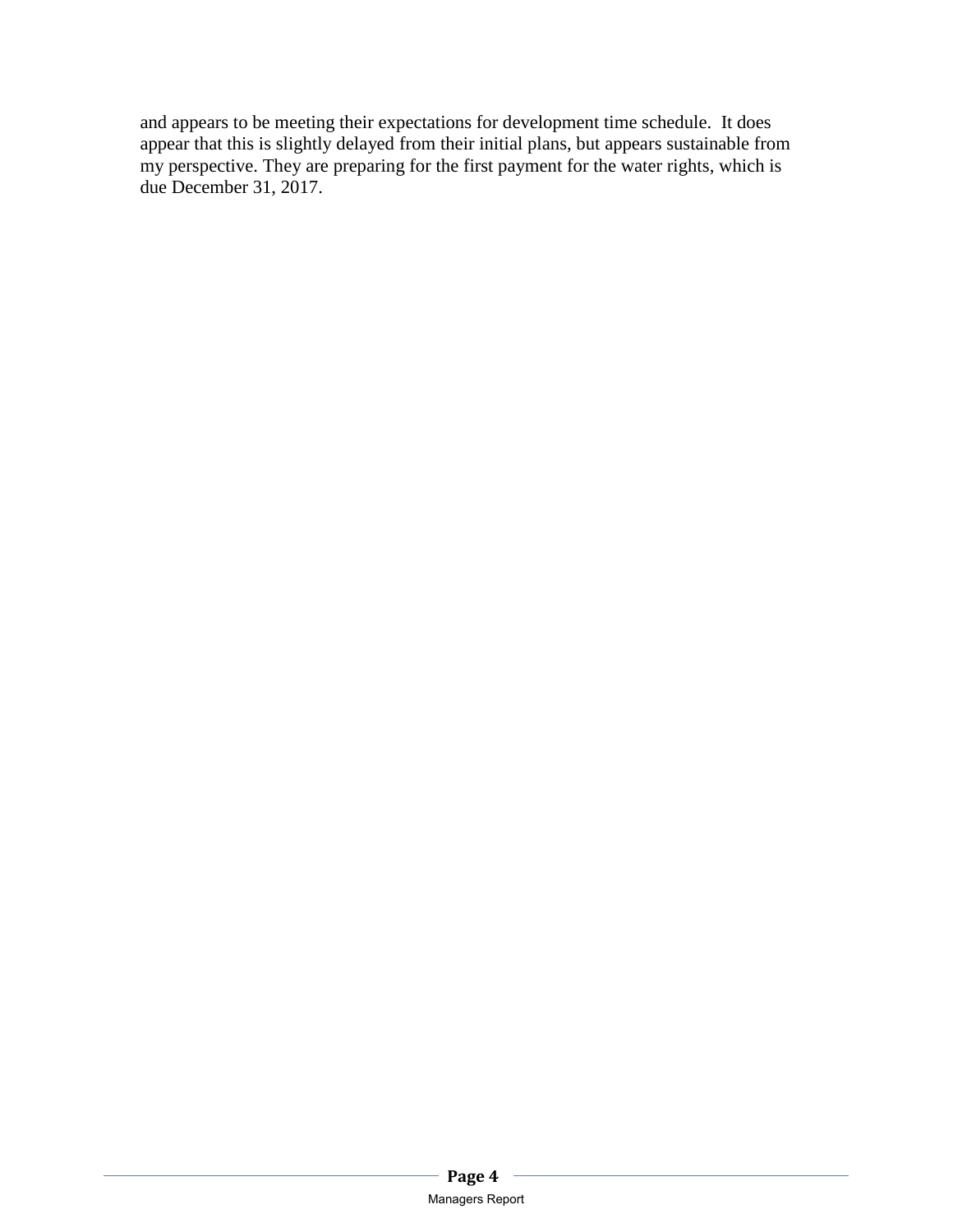and appears to be meeting their expectations for development time schedule. It does appear that this is slightly delayed from their initial plans, but appears sustainable from my perspective. They are preparing for the first payment for the water rights, which is due December 31, 2017.